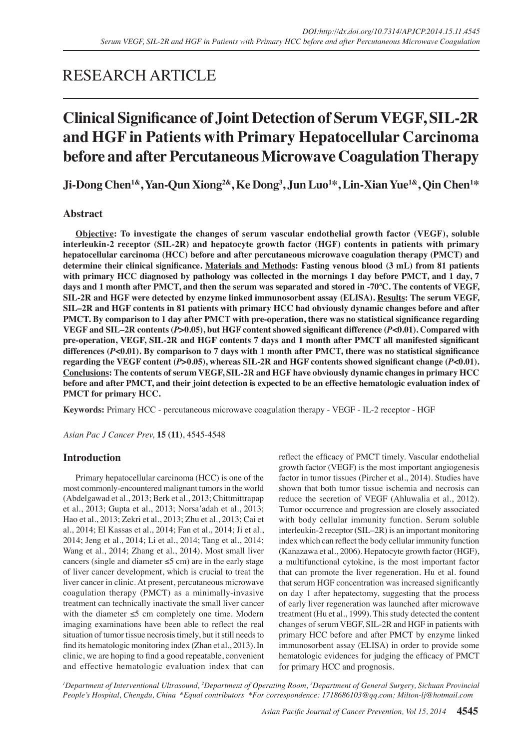RESEARCH ARTICLE

# Clinical Significance of Joint Detection of Serum VEGF, SIL-2R and HGF in Patients with Primary Hepatocellular Carcinoma before and after Percutaneous Microwave Coagulation Therapy

**Ji-Dong Chen[1&], Yan-Qun Xiong[2&], Ke Dong[3], Jun Luo[1*], Lin-Xian Yue[1&], Qin Chen[1*]**

## Abstract

**Objective: To investigate the changes of serum vascular endothelial growth factor (VEGF), soluble interleukin-2 receptor (SIL-2R) and hepatocyte growth factor (HGF) contents in patients with primary hepatocellular carcinoma (HCC) before and after percutaneous microwave coagulation therapy (PMCT) and determine their clinical significance. Materials and Methods: Fasting venous blood (3 mL) from 81 patients with primary HCC diagnosed by pathology was collected in the mornings 1 day before PMCT, and 1 day, 7 days and 1 month after PMCT, and then the serum was separated and stored in -70°C. The contents of VEGF, SIL-2R and HGF were detected by enzyme linked immunosorbent assay (ELISA). Results: The serum VEGF, SIL–2R and HGF contents in 81 patients with primary HCC had obviously dynamic changes before and after PMCT. By comparison to 1 day after PMCT with pre-operation, there was no statistical significance regarding VEGF and SIL–2R contents ($P$>0.05), but HGF content showed significant difference ($P$<0.01). Compared with pre-operation, VEGF, SIL-2R and HGF contents 7 days and 1 month after PMCT all manifested significant differences ($P$<0.01). By comparison to 7 days with 1 month after PMCT, there was no statistical significance regarding the VEGF content ($P$>0.05), whereas SIL-2R and HGF contents showed significant change ($P$<0.01). Conclusions: The contents of serum VEGF, SIL-2R and HGF have obviously dynamic changes in primary HCC before and after PMCT, and their joint detection is expected to be an effective hematologic evaluation index of PMCT for primary HCC.**

**Keywords:** Primary HCC - percutaneous microwave coagulation therapy - VEGF - IL-2 receptor - HGF

*Asian Pac J Cancer Prev,* **15 (11)**, 4545-4548

## Introduction

Primary hepatocellular carcinoma (HCC) is one of the most commonly-encountered malignant tumors in the world (Abdelgawad et al., 2013; Berk et al., 2013; Chittmittrapap et al., 2013; Gupta et al., 2013; Norsa'adah et al., 2013; Hao et al., 2013; Zekri et al., 2013; Zhu et al., 2013; Cai et al., 2014; El Kassas et al., 2014; Fan et al., 2014; Ji et al., 2014; Jeng et al., 2014; Li et al., 2014; Tang et al., 2014; Wang et al., 2014; Zhang et al., 2014). Most small liver cancers (single and diameter ≤5 cm) are in the early stage of liver cancer development, which is crucial to treat the liver cancer in clinic. At present, percutaneous microwave coagulation therapy (PMCT) as a minimally-invasive treatment can technically inactivate the small liver cancer with the diameter ≤5 cm completely one time. Modern imaging examinations have been able to reflect the real situation of tumor tissue necrosis timely, but it still needs to find its hematologic monitoring index (Zhan et al., 2013). In clinic, we are hoping to find a good repeatable, convenient and effective hematologic evaluation index that can reflect the efficacy of PMCT timely. Vascular endothelial growth factor (VEGF) is the most important angiogenesis factor in tumor tissues (Pircher et al., 2014). Studies have shown that both tumor tissue ischemia and necrosis can reduce the secretion of VEGF (Ahluwalia et al., 2012). Tumor occurrence and progression are closely associated with body cellular immunity function. Serum soluble interleukin-2 receptor (SIL–2R) is an important monitoring index which can reflect the body cellular immunity function (Kanazawa et al., 2006). Hepatocyte growth factor (HGF), a multifunctional cytokine, is the most important factor that can promote the liver regeneration. Hu et al. found that serum HGF concentration was increased significantly on day 1 after hepatectomy, suggesting that the process of early liver regeneration was launched after microwave treatment (Hu et al., 1999). This study detected the content changes of serum VEGF, SIL-2R and HGF in patients with primary HCC before and after PMCT by enzyme linked immunosorbent assay (ELISA) in order to provide some hematologic evidences for judging the efficacy of PMCT for primary HCC and prognosis.

*[1]Department of Interventional Ultrasound, [2]Department of Operating Room, [3]Department of General Surgery, Sichuan Provincial People's Hospital, Chengdu, China [&]Equal contributors \*For correspondence: 1718686103@qq.com; Milton-lj@hotmail.com*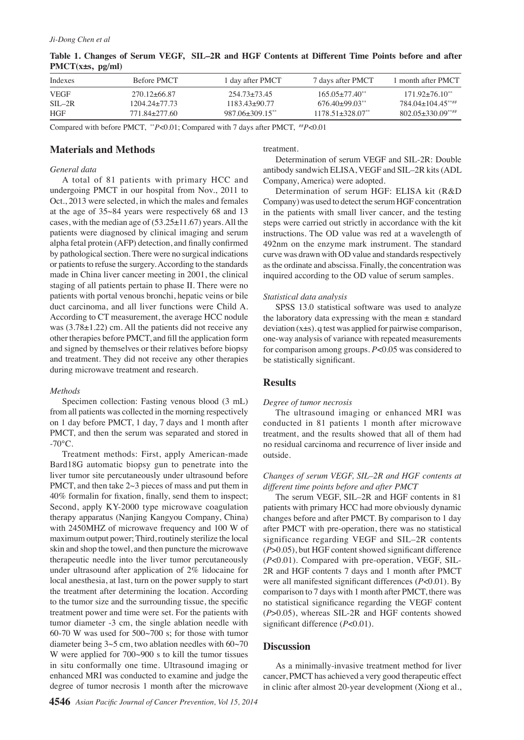**Table 1. Changes of Serum VEGF, SIL–2R and HGF Contents at Different Time Points before and after PMCT(x±s, pg/ml)**

| Indexes | Before PMCT | 1 day after PMCT | 7 days after PMCT | 1 month after PMCT |
|---|---|---|---|---|
| VEGF | 270.12±66.87 | 254.73±73.45 | 165.05±77.40** | 171.92±76.10** |
| SIL–2R | 1204.24±77.73 | 1183.43±90.77 | 676.40±99.03** | 784.04±104.45**## |
| HGF | 771.84±277.60 | 987.06±309.15** | 1178.51±328.07** | 802.05±330.09**## |

Compared with before PMCT, **$P$<0.01; Compared with 7 days after PMCT, ##$P$<0.01

## Materials and Methods

### *General data*

A total of 81 patients with primary HCC and undergoing PMCT in our hospital from Nov., 2011 to Oct., 2013 were selected, in which the males and females at the age of 35~84 years were respectively 68 and 13 cases, with the median age of (53.25±11.67) years. All the patients were diagnosed by clinical imaging and serum alpha fetal protein (AFP) detection, and finally confirmed by pathological section. There were no surgical indications or patients to refuse the surgery. According to the standards made in China liver cancer meeting in 2001, the clinical staging of all patients pertain to phase II. There were no patients with portal venous bronchi, hepatic veins or bile duct carcinoma, and all liver functions were Child A. According to CT measurement, the average HCC nodule was (3.78±1.22) cm. All the patients did not receive any other therapies before PMCT, and fill the application form and signed by themselves or their relatives before biopsy and treatment. They did not receive any other therapies during microwave treatment and research.

### *Methods*

Specimen collection: Fasting venous blood (3 mL) from all patients was collected in the morning respectively on 1 day before PMCT, 1 day, 7 days and 1 month after PMCT, and then the serum was separated and stored in -70°C.

Treatment methods: First, apply American-made Bard18G automatic biopsy gun to penetrate into the liver tumor site percutaneously under ultrasound before PMCT, and then take 2~3 pieces of mass and put them in 40% formalin for fixation, finally, send them to inspect; Second, apply KY-2000 type microwave coagulation therapy apparatus (Nanjing Kangyou Company, China) with 2450MHZ of microwave frequency and 100 W of maximum output power; Third, routinely sterilize the local skin and shop the towel, and then puncture the microwave therapeutic needle into the liver tumor percutaneously under ultrasound after application of 2% lidocaine for local anesthesia, at last, turn on the power supply to start the treatment after determining the location. According to the tumor size and the surrounding tissue, the specific treatment power and time were set. For the patients with tumor diameter -3 cm, the single ablation needle with 60-70 W was used for 500~700 s; for those with tumor diameter being 3~5 cm, two ablation needles with 60~70 W were applied for 700~900 s to kill the tumor tissues in situ conformally one time. Ultrasound imaging or enhanced MRI was conducted to examine and judge the degree of tumor necrosis 1 month after the microwave treatment.

Determination of serum VEGF and SIL-2R: Double antibody sandwich ELISA, VEGF and SIL–2R kits (ADL Company, America) were adopted.

Determination of serum HGF: ELISA kit (R&D Company) was used to detect the serum HGF concentration in the patients with small liver cancer, and the testing steps were carried out strictly in accordance with the kit instructions. The OD value was red at a wavelength of 492nm on the enzyme mark instrument. The standard curve was drawn with OD value and standards respectively as the ordinate and abscissa. Finally, the concentration was inquired according to the OD value of serum samples.

### *Statistical data analysis*

SPSS 13.0 statistical software was used to analyze the laboratory data expressing with the mean ± standard deviation (x±s). q test was applied for pairwise comparison, one-way analysis of variance with repeated measurements for comparison among groups. $P$<0.05 was considered to be statistically significant.

## Results

### *Degree of tumor necrosis*

The ultrasound imaging or enhanced MRI was conducted in 81 patients 1 month after microwave treatment, and the results showed that all of them had no residual carcinoma and recurrence of liver inside and outside.

### *Changes of serum VEGF, SIL–2R and HGF contents at different time points before and after PMCT*

The serum VEGF, SIL–2R and HGF contents in 81 patients with primary HCC had more obviously dynamic changes before and after PMCT. By comparison to 1 day after PMCT with pre-operation, there was no statistical significance regarding VEGF and SIL–2R contents ($P$>0.05), but HGF content showed significant difference ($P$<0.01). Compared with pre-operation, VEGF, SIL-2R and HGF contents 7 days and 1 month after PMCT were all manifested significant differences ($P$<0.01). By comparison to 7 days with 1 month after PMCT, there was no statistical significance regarding the VEGF content ($P$>0.05), whereas SIL-2R and HGF contents showed significant difference ($P$<0.01).

## Discussion

As a minimally-invasive treatment method for liver cancer, PMCT has achieved a very good therapeutic effect in clinic after almost 20-year development (Xiong et al.,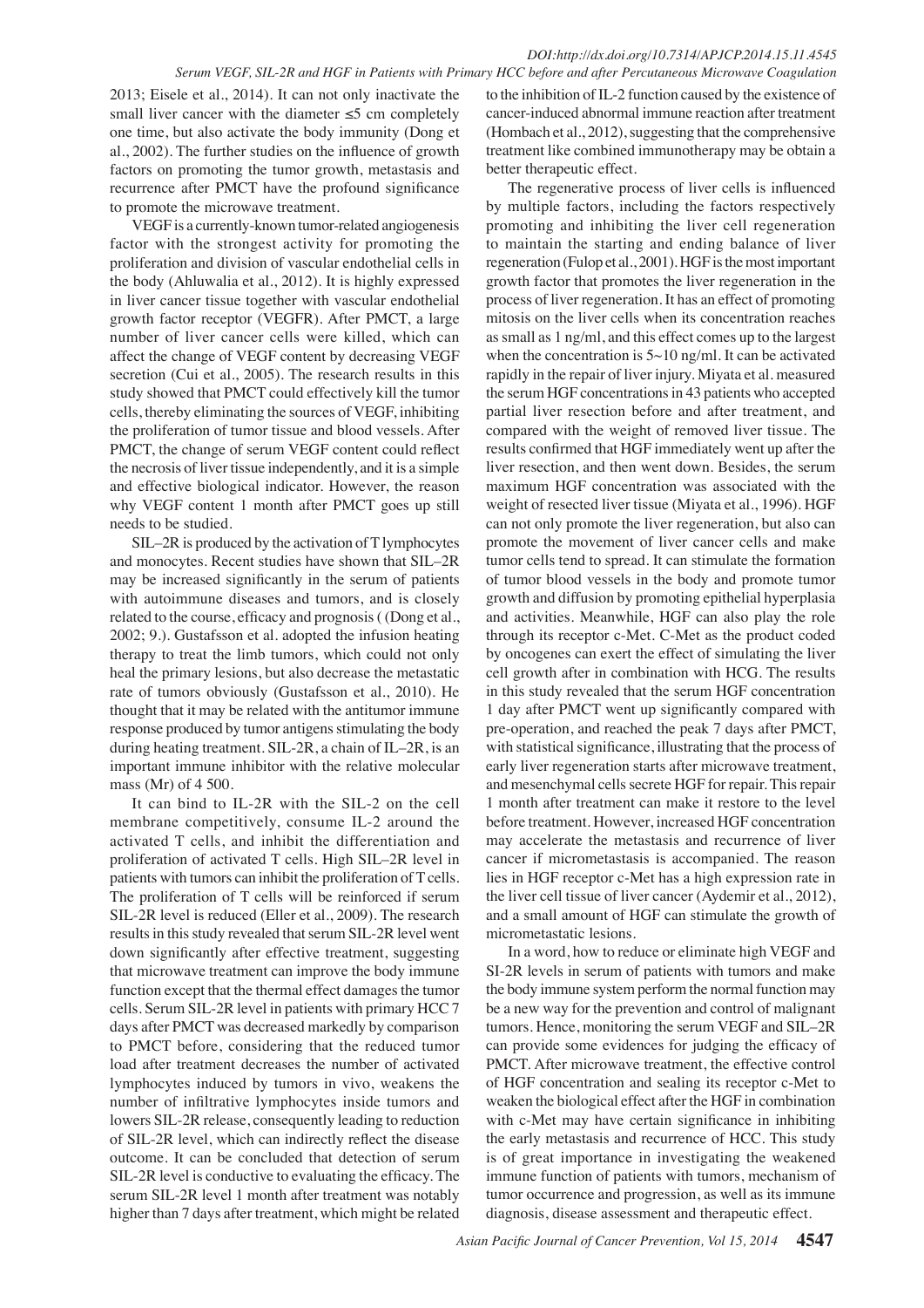2013; Eisele et al., 2014). It can not only inactivate the small liver cancer with the diameter ≤5 cm completely one time, but also activate the body immunity (Dong et al., 2002). The further studies on the influence of growth factors on promoting the tumor growth, metastasis and recurrence after PMCT have the profound significance to promote the microwave treatment.

VEGF is a currently-known tumor-related angiogenesis factor with the strongest activity for promoting the proliferation and division of vascular endothelial cells in the body (Ahluwalia et al., 2012). It is highly expressed in liver cancer tissue together with vascular endothelial growth factor receptor (VEGFR). After PMCT, a large number of liver cancer cells were killed, which can affect the change of VEGF content by decreasing VEGF secretion (Cui et al., 2005). The research results in this study showed that PMCT could effectively kill the tumor cells, thereby eliminating the sources of VEGF, inhibiting the proliferation of tumor tissue and blood vessels. After PMCT, the change of serum VEGF content could reflect the necrosis of liver tissue independently, and it is a simple and effective biological indicator. However, the reason why VEGF content 1 month after PMCT goes up still needs to be studied.

SIL–2R is produced by the activation of T lymphocytes and monocytes. Recent studies have shown that SIL–2R may be increased significantly in the serum of patients with autoimmune diseases and tumors, and is closely related to the course, efficacy and prognosis ( (Dong et al., 2002; 9.). Gustafsson et al. adopted the infusion heating therapy to treat the limb tumors, which could not only heal the primary lesions, but also decrease the metastatic rate of tumors obviously (Gustafsson et al., 2010). He thought that it may be related with the antitumor immune response produced by tumor antigens stimulating the body during heating treatment. SIL-2R, a chain of IL–2R, is an important immune inhibitor with the relative molecular mass (Mr) of 4 500.

It can bind to IL-2R with the SIL-2 on the cell membrane competitively, consume IL-2 around the activated T cells, and inhibit the differentiation and proliferation of activated T cells. High SIL–2R level in patients with tumors can inhibit the proliferation of T cells. The proliferation of T cells will be reinforced if serum SIL-2R level is reduced (Eller et al., 2009). The research results in this study revealed that serum SIL-2R level went down significantly after effective treatment, suggesting that microwave treatment can improve the body immune function except that the thermal effect damages the tumor cells. Serum SIL-2R level in patients with primary HCC 7 days after PMCT was decreased markedly by comparison to PMCT before, considering that the reduced tumor load after treatment decreases the number of activated lymphocytes induced by tumors in vivo, weakens the number of infiltrative lymphocytes inside tumors and lowers SIL-2R release, consequently leading to reduction of SIL-2R level, which can indirectly reflect the disease outcome. It can be concluded that detection of serum SIL-2R level is conductive to evaluating the efficacy. The serum SIL-2R level 1 month after treatment was notably higher than 7 days after treatment, which might be related to the inhibition of IL-2 function caused by the existence of cancer-induced abnormal immune reaction after treatment (Hombach et al., 2012), suggesting that the comprehensive treatment like combined immunotherapy may be obtain a better therapeutic effect.

The regenerative process of liver cells is influenced by multiple factors, including the factors respectively promoting and inhibiting the liver cell regeneration to maintain the starting and ending balance of liver regeneration (Fulop et al., 2001). HGF is the most important growth factor that promotes the liver regeneration in the process of liver regeneration. It has an effect of promoting mitosis on the liver cells when its concentration reaches as small as 1 ng/ml, and this effect comes up to the largest when the concentration is 5~10 ng/ml. It can be activated rapidly in the repair of liver injury. Miyata et al. measured the serum HGF concentrations in 43 patients who accepted partial liver resection before and after treatment, and compared with the weight of removed liver tissue. The results confirmed that HGF immediately went up after the liver resection, and then went down. Besides, the serum maximum HGF concentration was associated with the weight of resected liver tissue (Miyata et al., 1996). HGF can not only promote the liver regeneration, but also can promote the movement of liver cancer cells and make tumor cells tend to spread. It can stimulate the formation of tumor blood vessels in the body and promote tumor growth and diffusion by promoting epithelial hyperplasia and activities. Meanwhile, HGF can also play the role through its receptor c-Met. C-Met as the product coded by oncogenes can exert the effect of simulating the liver cell growth after in combination with HCG. The results in this study revealed that the serum HGF concentration 1 day after PMCT went up significantly compared with pre-operation, and reached the peak 7 days after PMCT, with statistical significance, illustrating that the process of early liver regeneration starts after microwave treatment, and mesenchymal cells secrete HGF for repair. This repair 1 month after treatment can make it restore to the level before treatment. However, increased HGF concentration may accelerate the metastasis and recurrence of liver cancer if micrometastasis is accompanied. The reason lies in HGF receptor c-Met has a high expression rate in the liver cell tissue of liver cancer (Aydemir et al., 2012), and a small amount of HGF can stimulate the growth of micrometastatic lesions.

In a word, how to reduce or eliminate high VEGF and SI-2R levels in serum of patients with tumors and make the body immune system perform the normal function may be a new way for the prevention and control of malignant tumors. Hence, monitoring the serum VEGF and SIL–2R can provide some evidences for judging the efficacy of PMCT. After microwave treatment, the effective control of HGF concentration and sealing its receptor c-Met to weaken the biological effect after the HGF in combination with c-Met may have certain significance in inhibiting the early metastasis and recurrence of HCC. This study is of great importance in investigating the weakened immune function of patients with tumors, mechanism of tumor occurrence and progression, as well as its immune diagnosis, disease assessment and therapeutic effect.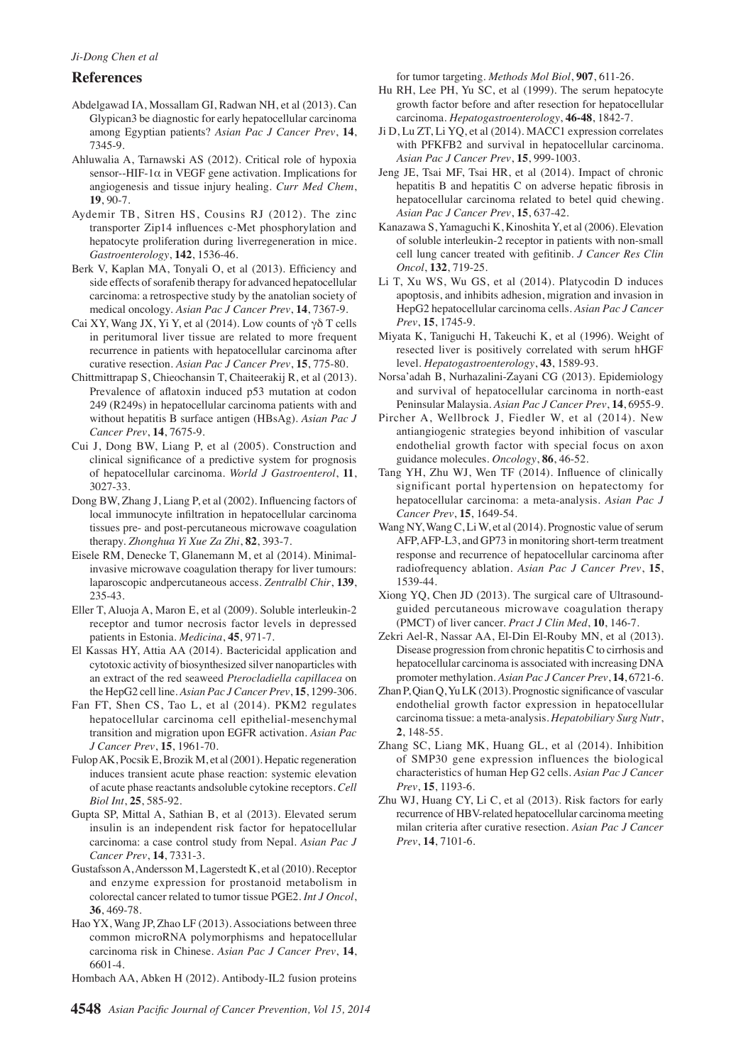## References

Abdelgawad IA, Mossallam GI, Radwan NH, et al (2013). Can Glypican3 be diagnostic for early hepatocellular carcinoma among Egyptian patients? *Asian Pac J Cancer Prev*, **14**, 7345-9.

Ahluwalia A, Tarnawski AS (2012). Critical role of hypoxia sensor--HIF-1α in VEGF gene activation. Implications for angiogenesis and tissue injury healing. *Curr Med Chem*, **19**, 90-7.

Aydemir TB, Sitren HS, Cousins RJ (2012). The zinc transporter Zip14 influences c-Met phosphorylation and hepatocyte proliferation during liverregeneration in mice. *Gastroenterology*, **142**, 1536-46.

Berk V, Kaplan MA, Tonyali O, et al (2013). Efficiency and side effects of sorafenib therapy for advanced hepatocellular carcinoma: a retrospective study by the anatolian society of medical oncology. *Asian Pac J Cancer Prev*, **14**, 7367-9.

Cai XY, Wang JX, Yi Y, et al (2014). Low counts of γδ T cells in peritumoral liver tissue are related to more frequent recurrence in patients with hepatocellular carcinoma after curative resection. *Asian Pac J Cancer Prev*, **15**, 775-80.

Chittmittrapap S, Chieochansin T, Chaiteerakij R, et al (2013). Prevalence of aflatoxin induced p53 mutation at codon 249 (R249s) in hepatocellular carcinoma patients with and without hepatitis B surface antigen (HBsAg). *Asian Pac J Cancer Prev*, **14**, 7675-9.

Cui J, Dong BW, Liang P, et al (2005). Construction and clinical significance of a predictive system for prognosis of hepatocellular carcinoma. *World J Gastroenterol*, **11**, 3027-33.

Dong BW, Zhang J, Liang P, et al (2002). Influencing factors of local immunocyte infiltration in hepatocellular carcinoma tissues pre- and post-percutaneous microwave coagulation therapy. *Zhonghua Yi Xue Za Zhi*, **82**, 393-7.

Eisele RM, Denecke T, Glanemann M, et al (2014). Minimal-invasive microwave coagulation therapy for liver tumours: laparoscopic andpercutaneous access. *Zentralbl Chir*, **139**, 235-43.

Eller T, Aluoja A, Maron E, et al (2009). Soluble interleukin-2 receptor and tumor necrosis factor levels in depressed patients in Estonia. *Medicina*, **45**, 971-7.

El Kassas HY, Attia AA (2014). Bactericidal application and cytotoxic activity of biosynthesized silver nanoparticles with an extract of the red seaweed *Pterocladiella capillacea* on the HepG2 cell line. *Asian Pac J Cancer Prev*, **15**, 1299-306.

Fan FT, Shen CS, Tao L, et al (2014). PKM2 regulates hepatocellular carcinoma cell epithelial-mesenchymal transition and migration upon EGFR activation. *Asian Pac J Cancer Prev*, **15**, 1961-70.

Fulop AK, Pocsik E, Brozik M, et al (2001). Hepatic regeneration induces transient acute phase reaction: systemic elevation of acute phase reactants andsoluble cytokine receptors. *Cell Biol Int*, **25**, 585-92.

Gupta SP, Mittal A, Sathian B, et al (2013). Elevated serum insulin is an independent risk factor for hepatocellular carcinoma: a case control study from Nepal. *Asian Pac J Cancer Prev*, **14**, 7331-3.

Gustafsson A, Andersson M, Lagerstedt K, et al (2010). Receptor and enzyme expression for prostanoid metabolism in colorectal cancer related to tumor tissue PGE2. *Int J Oncol*, **36**, 469-78.

Hao YX, Wang JP, Zhao LF (2013). Associations between three common microRNA polymorphisms and hepatocellular carcinoma risk in Chinese. *Asian Pac J Cancer Prev*, **14**, 6601-4.

Hombach AA, Abken H (2012). Antibody-IL2 fusion proteins for tumor targeting. *Methods Mol Biol*, **907**, 611-26.

Hu RH, Lee PH, Yu SC, et al (1999). The serum hepatocyte growth factor before and after resection for hepatocellular carcinoma. *Hepatogastroenterology*, **46-48**, 1842-7.

Ji D, Lu ZT, Li YQ, et al (2014). MACC1 expression correlates with PFKFB2 and survival in hepatocellular carcinoma. *Asian Pac J Cancer Prev*, **15**, 999-1003.

Jeng JE, Tsai MF, Tsai HR, et al (2014). Impact of chronic hepatitis B and hepatitis C on adverse hepatic fibrosis in hepatocellular carcinoma related to betel quid chewing. *Asian Pac J Cancer Prev*, **15**, 637-42.

Kanazawa S, Yamaguchi K, Kinoshita Y, et al (2006). Elevation of soluble interleukin-2 receptor in patients with non-small cell lung cancer treated with gefitinib. *J Cancer Res Clin Oncol*, **132**, 719-25.

Li T, Xu WS, Wu GS, et al (2014). Platycodin D induces apoptosis, and inhibits adhesion, migration and invasion in HepG2 hepatocellular carcinoma cells. *Asian Pac J Cancer Prev*, **15**, 1745-9.

Miyata K, Taniguchi H, Takeuchi K, et al (1996). Weight of resected liver is positively correlated with serum hHGF level. *Hepatogastroenterology*, **43**, 1589-93.

Norsa'adah B, Nurhazalini-Zayani CG (2013). Epidemiology and survival of hepatocellular carcinoma in north-east Peninsular Malaysia. *Asian Pac J Cancer Prev*, **14**, 6955-9.

Pircher A, Wellbrock J, Fiedler W, et al (2014). New antiangiogenic strategies beyond inhibition of vascular endothelial growth factor with special focus on axon guidance molecules. *Oncology*, **86**, 46-52.

Tang YH, Zhu WJ, Wen TF (2014). Influence of clinically significant portal hypertension on hepatectomy for hepatocellular carcinoma: a meta-analysis. *Asian Pac J Cancer Prev*, **15**, 1649-54.

Wang NY, Wang C, Li W, et al (2014). Prognostic value of serum AFP, AFP-L3, and GP73 in monitoring short-term treatment response and recurrence of hepatocellular carcinoma after radiofrequency ablation. *Asian Pac J Cancer Prev*, **15**, 1539-44.

Xiong YQ, Chen JD (2013). The surgical care of Ultrasound-guided percutaneous microwave coagulation therapy (PMCT) of liver cancer. *Pract J Clin Med*, **10**, 146-7.

Zekri Ael-R, Nassar AA, El-Din El-Rouby MN, et al (2013). Disease progression from chronic hepatitis C to cirrhosis and hepatocellular carcinoma is associated with increasing DNA promoter methylation. *Asian Pac J Cancer Prev*, **14**, 6721-6.

Zhan P, Qian Q, Yu LK (2013). Prognostic significance of vascular endothelial growth factor expression in hepatocellular carcinoma tissue: a meta-analysis. *Hepatobiliary Surg Nutr*, **2**, 148-55.

Zhang SC, Liang MK, Huang GL, et al (2014). Inhibition of SMP30 gene expression influences the biological characteristics of human Hep G2 cells. *Asian Pac J Cancer Prev*, **15**, 1193-6.

Zhu WJ, Huang CY, Li C, et al (2013). Risk factors for early recurrence of HBV-related hepatocellular carcinoma meeting milan criteria after curative resection. *Asian Pac J Cancer Prev*, **14**, 7101-6.